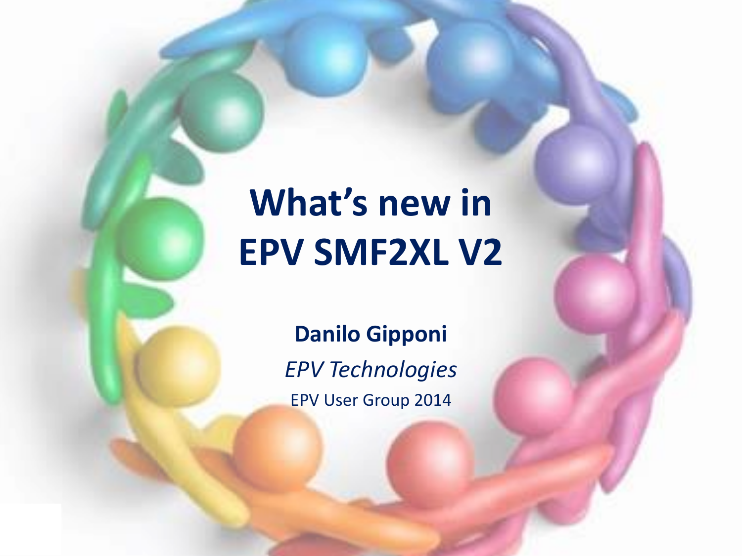# What's new in EPV SMF2XL V2

**Danilo Gipponi**

*EPV Technologies*

EPV User Group 2014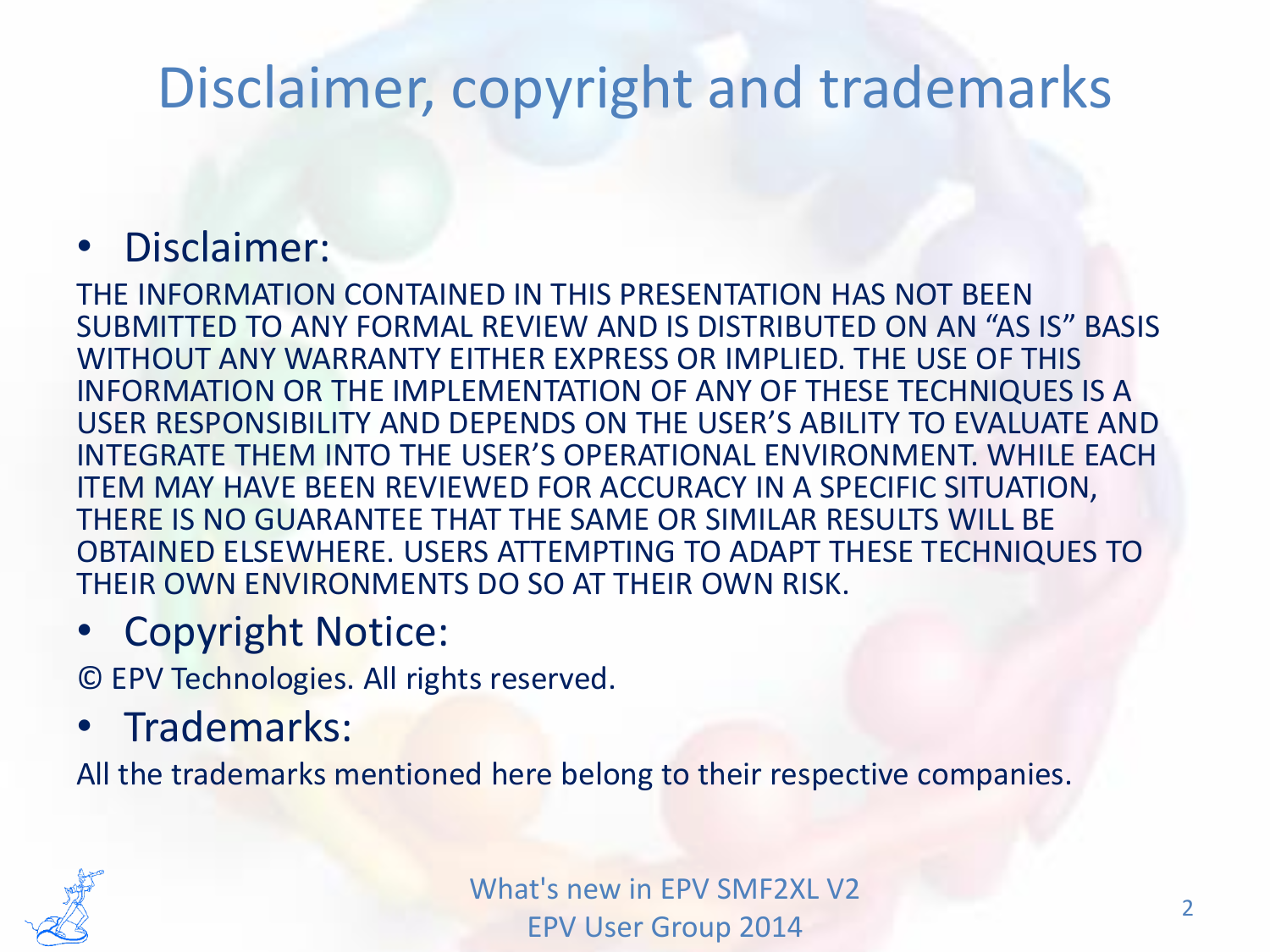# Disclaimer, copyright and trademarks

- Disclaimer:

THE INFORMATION CONTAINED IN THIS PRESENTATION HAS NOT BEEN SUBMITTED TO ANY FORMAL REVIEW AND IS DISTRIBUTED ON AN "AS IS" BASIS WITHOUT ANY WARRANTY EITHER EXPRESS OR IMPLIED. THE USE OF THIS INFORMATION OR THE IMPLEMENTATION OF ANY OF THESE TECHNIQUES IS A USER RESPONSIBILITY AND DEPENDS ON THE USER'S ABILITY TO EVALUATE AND INTEGRATE THEM INTO THE USER'S OPERATIONAL ENVIRONMENT. WHILE EACH ITEM MAY HAVE BEEN REVIEWED FOR ACCURACY IN A SPECIFIC SITUATION, THERE IS NO GUARANTEE THAT THE SAME OR SIMILAR RESULTS WILL BE OBTAINED ELSEWHERE. USERS ATTEMPTING TO ADAPT THESE TECHNIQUES TO THEIR OWN ENVIRONMENTS DO SO AT THEIR OWN RISK.

- Copyright Notice:

© EPV Technologies. All rights reserved.

- Trademarks:

All the trademarks mentioned here belong to their respective companies.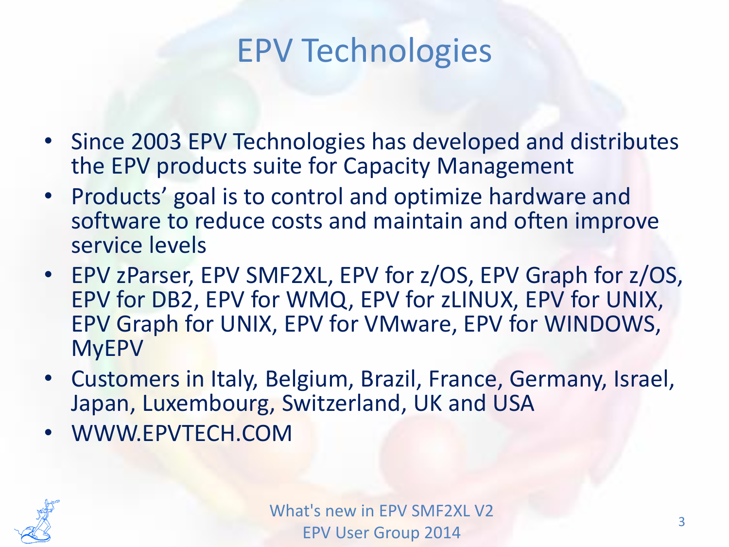# EPV Technologies

- Since 2003 EPV Technologies has developed and distributes the EPV products suite for Capacity Management
- Products' goal is to control and optimize hardware and software to reduce costs and maintain and often improve service levels
- EPV zParser, EPV SMF2XL, EPV for z/OS, EPV Graph for z/OS, EPV for DB2, EPV for WMQ, EPV for zLINUX, EPV for UNIX, EPV Graph for UNIX, EPV for VMware, EPV for WINDOWS, MyEPV
- Customers in Italy, Belgium, Brazil, France, Germany, Israel, Japan, Luxembourg, Switzerland, UK and USA
- WWW.EPVTECH.COM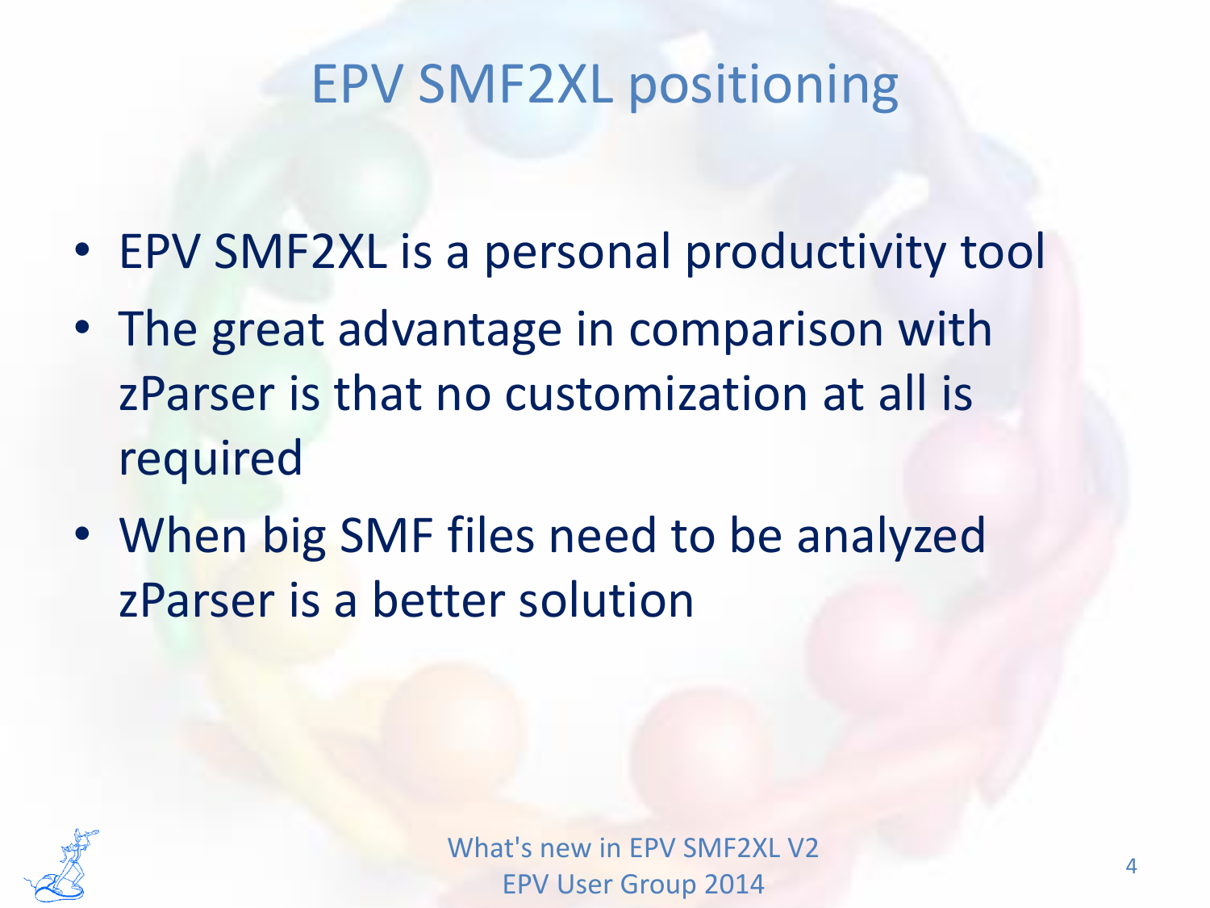# EPV SMF2XL positioning

- EPV SMF2XL is a personal productivity tool
- The great advantage in comparison with zParser is that no customization at all is required
- When big SMF files need to be analyzed zParser is a better solution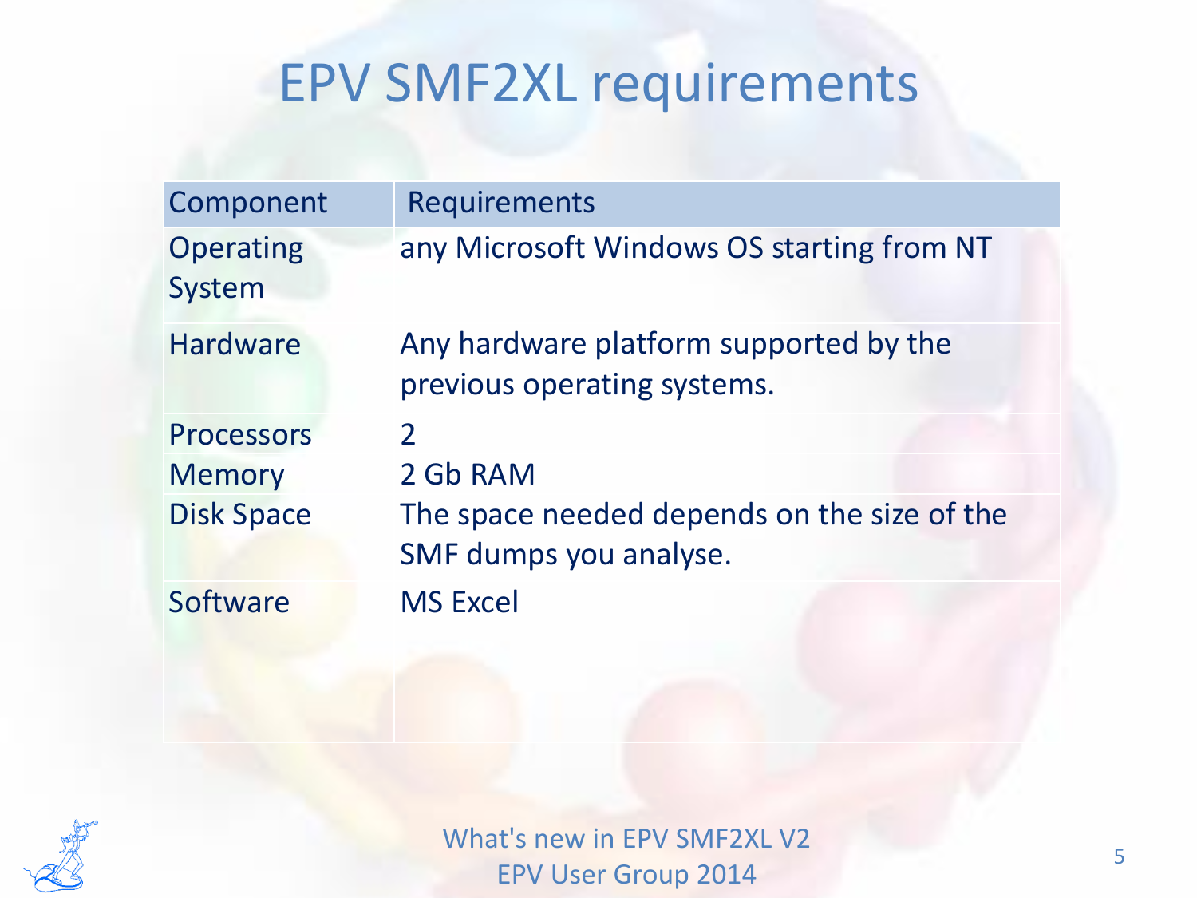# EPV SMF2XL requirements

| Component | Requirements |
| --- | --- |
| Operating System | any Microsoft Windows OS starting from NT |
| Hardware | Any hardware platform supported by the previous operating systems. |
| Processors | 2 |
| Memory | 2 Gb RAM |
| Disk Space | The space needed depends on the size of the SMF dumps you analyse. |
| Software | MS Excel |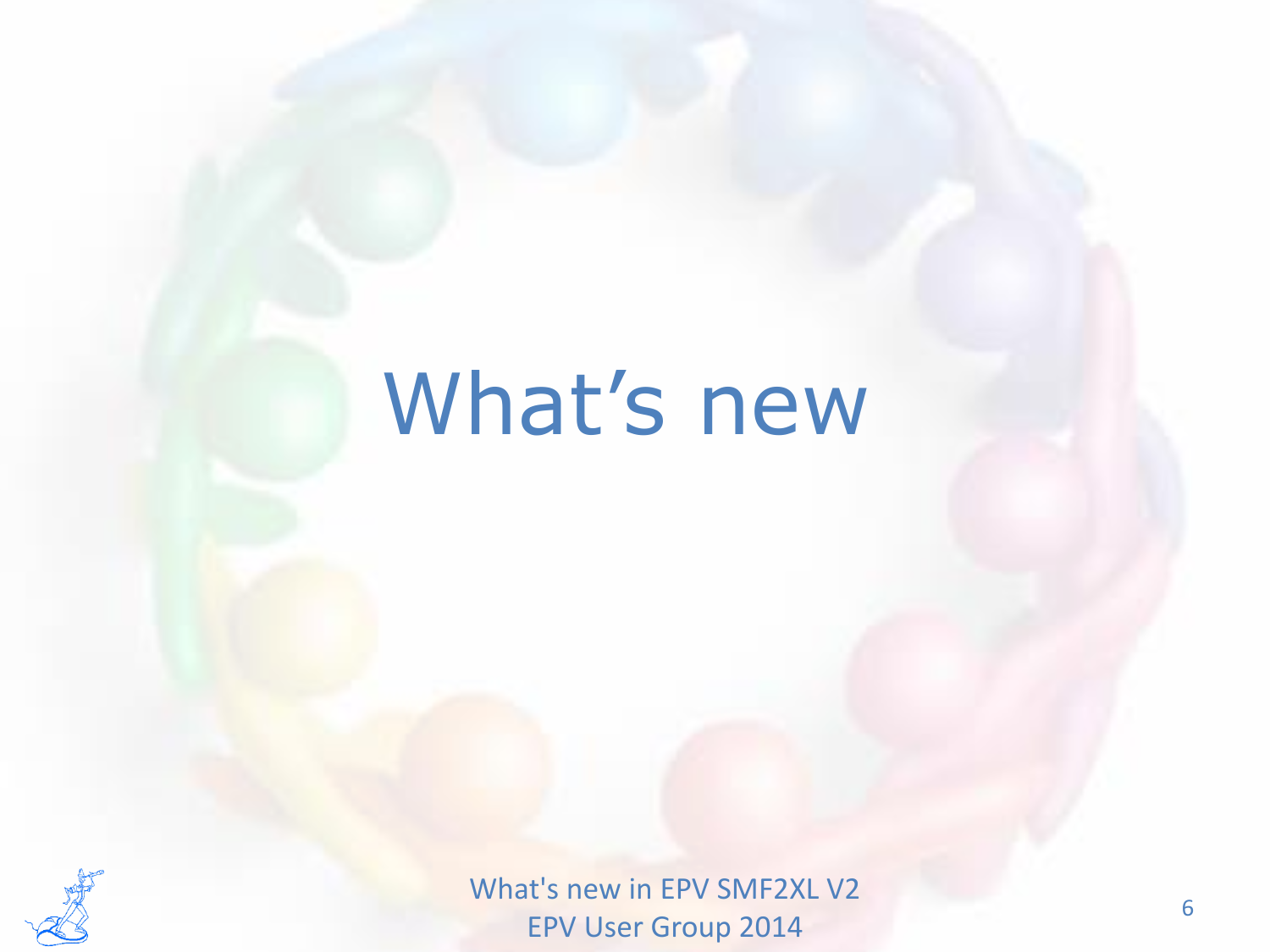# What's new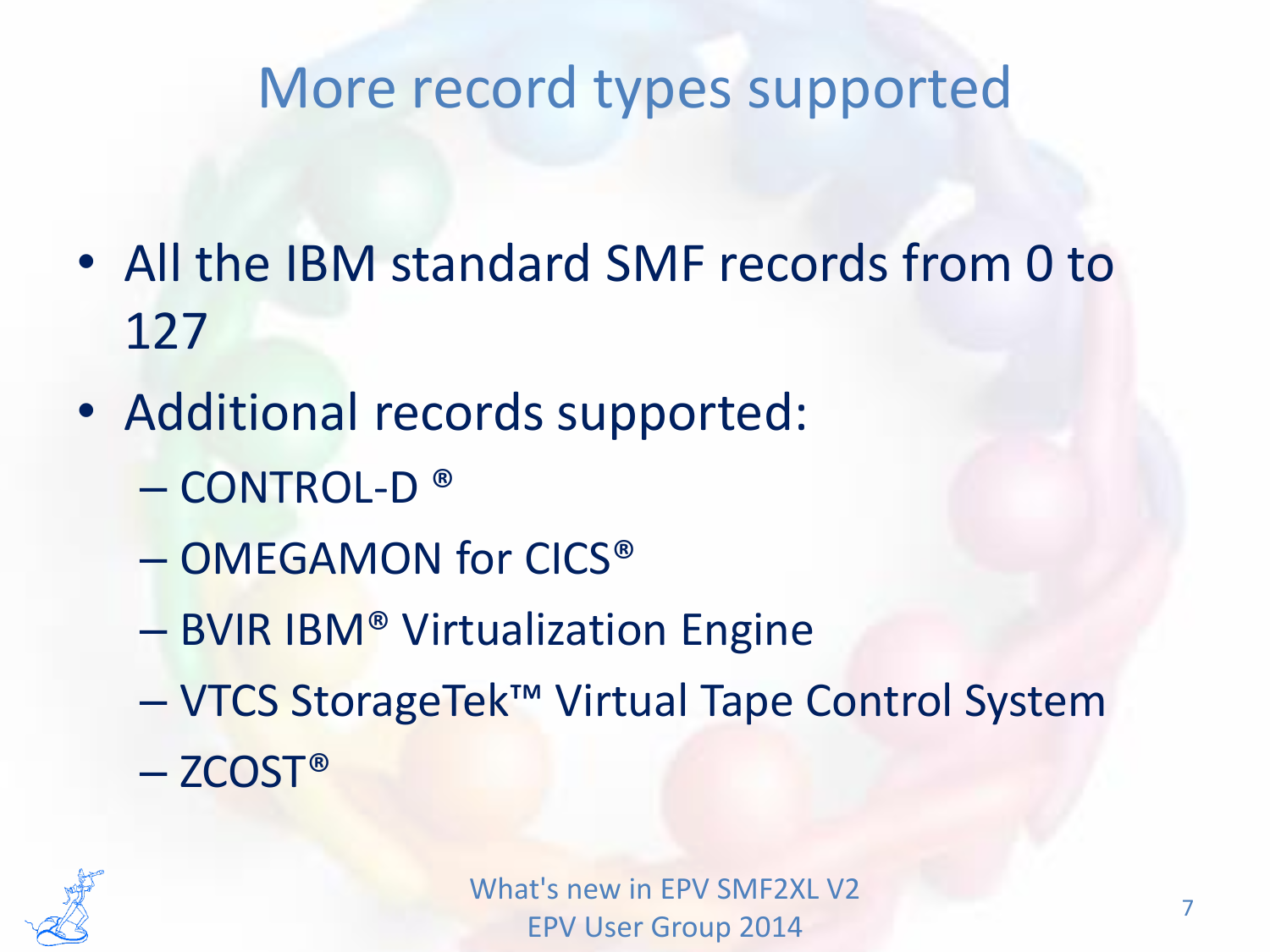# More record types supported

- All the IBM standard SMF records from 0 to 127
- Additional records supported:
  - CONTROL-D ®
  - OMEGAMON for CICS®
  - BVIR IBM® Virtualization Engine
  - VTCS StorageTek™ Virtual Tape Control System
  - ZCOST®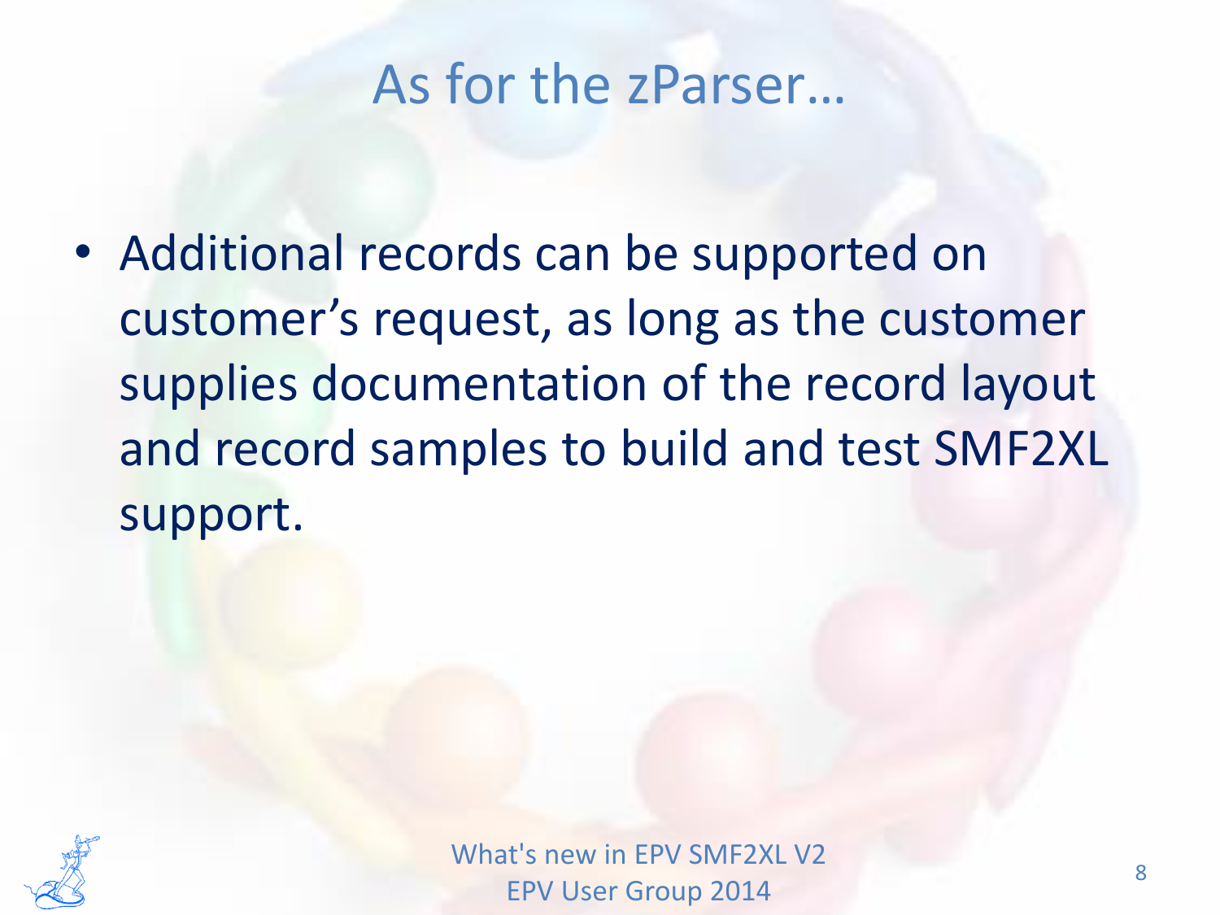# As for the zParser…

- Additional records can be supported on customer's request, as long as the customer supplies documentation of the record layout and record samples to build and test SMF2XL support.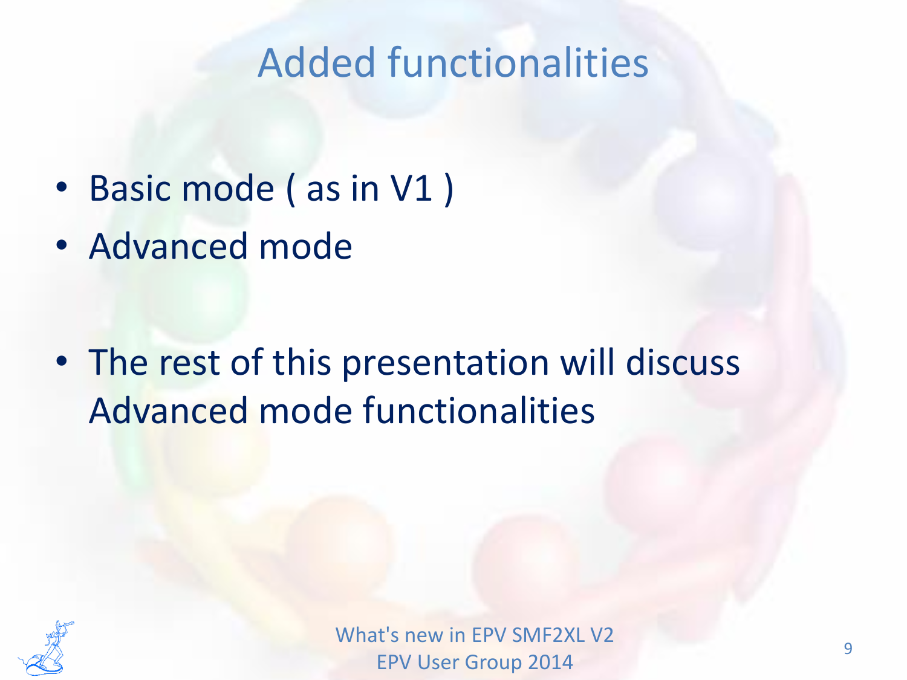# Added functionalities

- Basic mode ( as in V1 )
- Advanced mode

- The rest of this presentation will discuss Advanced mode functionalities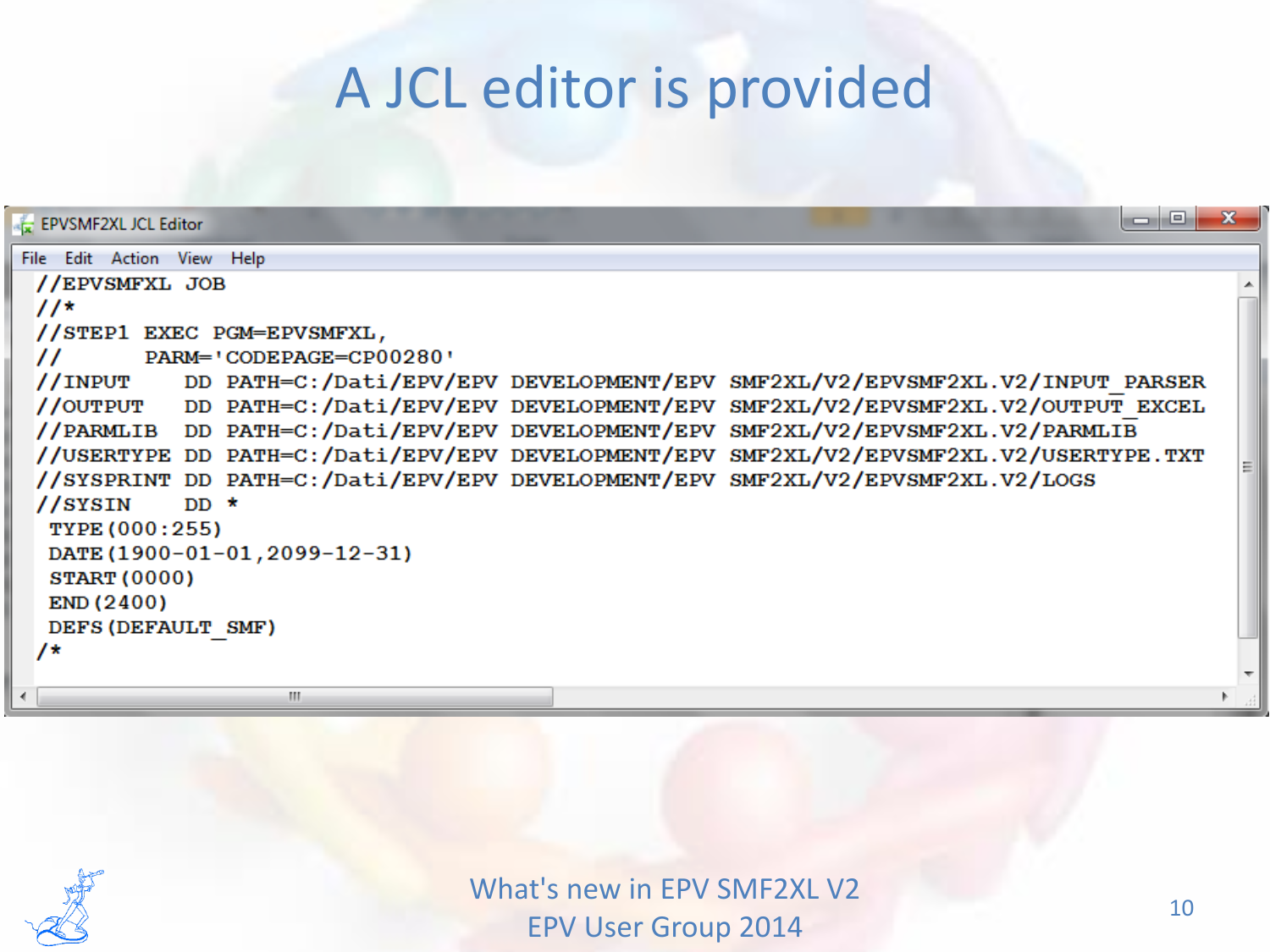# A JCL editor is provided

EPVSMF2XL JCL Editor

File Edit Action View Help

```
//EPVSMFXL JOB
//*
//STEP1 EXEC PGM=EPVSMFXL,
//        PARM='CODEPAGE=CP00280'
//INPUT    DD PATH=C:/Dati/EPV/EPV DEVELOPMENT/EPV SMF2XL/V2/EPVSMF2XL.V2/INPUT_PARSER
//OUTPUT   DD PATH=C:/Dati/EPV/EPV DEVELOPMENT/EPV SMF2XL/V2/EPVSMF2XL.V2/OUTPUT_EXCEL
//PARMLIB  DD PATH=C:/Dati/EPV/EPV DEVELOPMENT/EPV SMF2XL/V2/EPVSMF2XL.V2/PARMLIB
//USERTYPE DD PATH=C:/Dati/EPV/EPV DEVELOPMENT/EPV SMF2XL/V2/EPVSMF2XL.V2/USERTYPE.TXT
//SYSPRINT DD PATH=C:/Dati/EPV/EPV DEVELOPMENT/EPV SMF2XL/V2/EPVSMF2XL.V2/LOGS
//SYSIN    DD *
 TYPE(000:255)
 DATE(1900-01-01,2099-12-31)
 START(0000)
 END(2400)
 DEFS(DEFAULT_SMF)
/*
```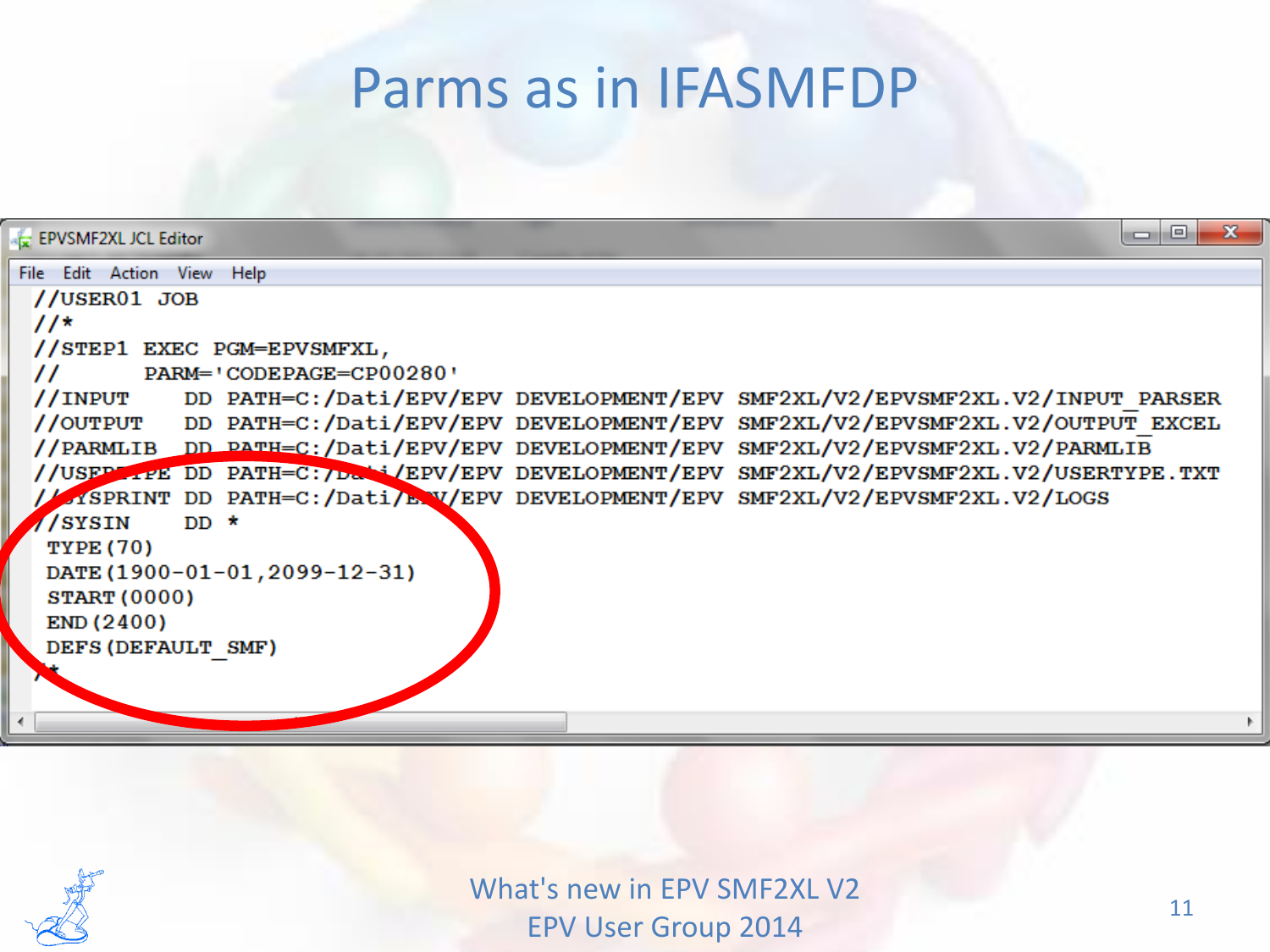# Parms as in IFASMFDP

EPVSMF2XL JCL Editor

File Edit Action View Help

```
//USER01 JOB
//*
//STEP1 EXEC PGM=EPVSMFXL,
//        PARM='CODEPAGE=CP00280'
//INPUT    DD PATH=C:/Dati/EPV/EPV DEVELOPMENT/EPV SMF2XL/V2/EPVSMF2XL.V2/INPUT_PARSER
//OUTPUT   DD PATH=C:/Dati/EPV/EPV DEVELOPMENT/EPV SMF2XL/V2/EPVSMF2XL.V2/OUTPUT_EXCEL
//PARMLIB  DD PATH=C:/Dati/EPV/EPV DEVELOPMENT/EPV SMF2XL/V2/EPVSMF2XL.V2/PARMLIB
//USERTYPE DD PATH=C:/Dati/EPV/EPV DEVELOPMENT/EPV SMF2XL/V2/EPVSMF2XL.V2/USERTYPE.TXT
//SYSPRINT DD PATH=C:/Dati/EPV/EPV DEVELOPMENT/EPV SMF2XL/V2/EPVSMF2XL.V2/LOGS
//SYSIN    DD *
 TYPE(70)
 DATE(1900-01-01,2099-12-31)
 START(0000)
 END(2400)
 DEFS(DEFAULT_SMF)
/*
```

What's new in EPV SMF2XL V2
EPV User Group 2014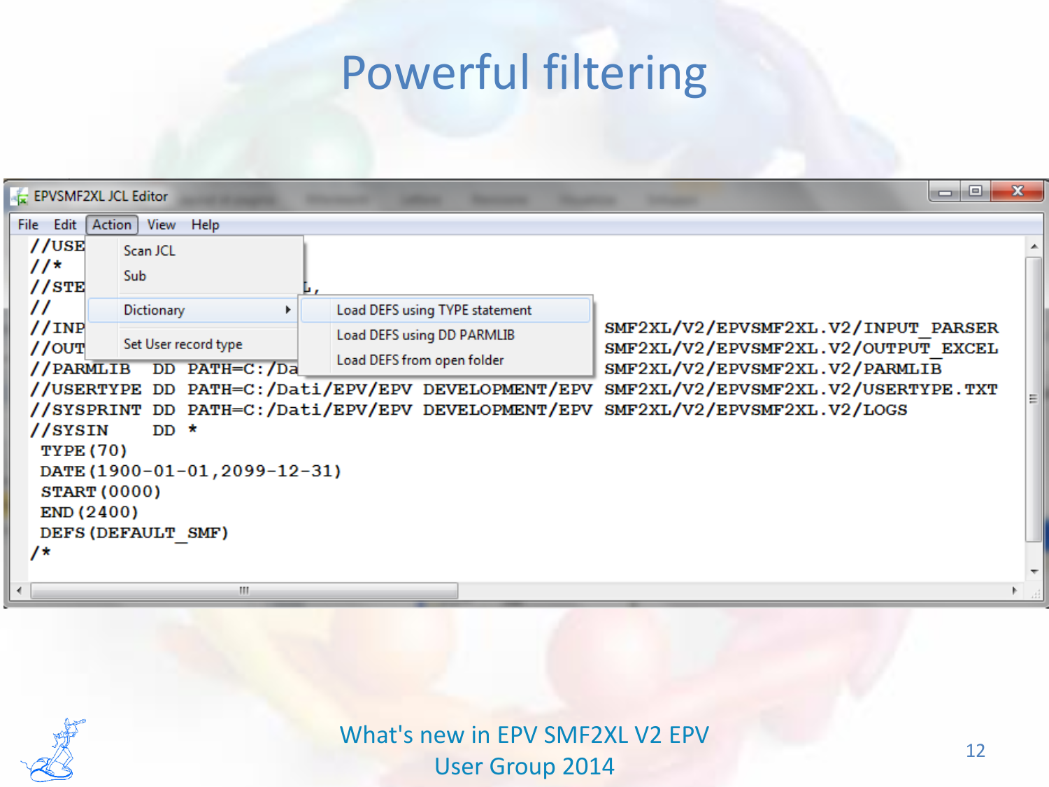# Powerful filtering

EPVSMF2XL JCL Editor

File Edit Action View Help

- Scan JCL
- Sub
- Dictionary ▸
  - Load DEFS using TYPE statement
  - Load DEFS using DD PARMLIB
  - Load DEFS from open folder
- Set User record type

```
//USE
//*
//STE                                   L,
//
//INP                                                     SMF2XL/V2/EPVSMF2XL.V2/INPUT_PARSER
//OUT                                                     SMF2XL/V2/EPVSMF2XL.V2/OUTPUT_EXCEL
//PARMLIB   DD PATH=C:/Da                                 SMF2XL/V2/EPVSMF2XL.V2/PARMLIB
//USERTYPE  DD PATH=C:/Dati/EPV/EPV DEVELOPMENT/EPV SMF2XL/V2/EPVSMF2XL.V2/USERTYPE.TXT
//SYSPRINT  DD PATH=C:/Dati/EPV/EPV DEVELOPMENT/EPV SMF2XL/V2/EPVSMF2XL.V2/LOGS
//SYSIN     DD *
 TYPE(70)
 DATE(1900-01-01,2099-12-31)
 START(0000)
 END(2400)
 DEFS(DEFAULT_SMF)
/*
```

What's new in EPV SMF2XL V2 EPV User Group 2014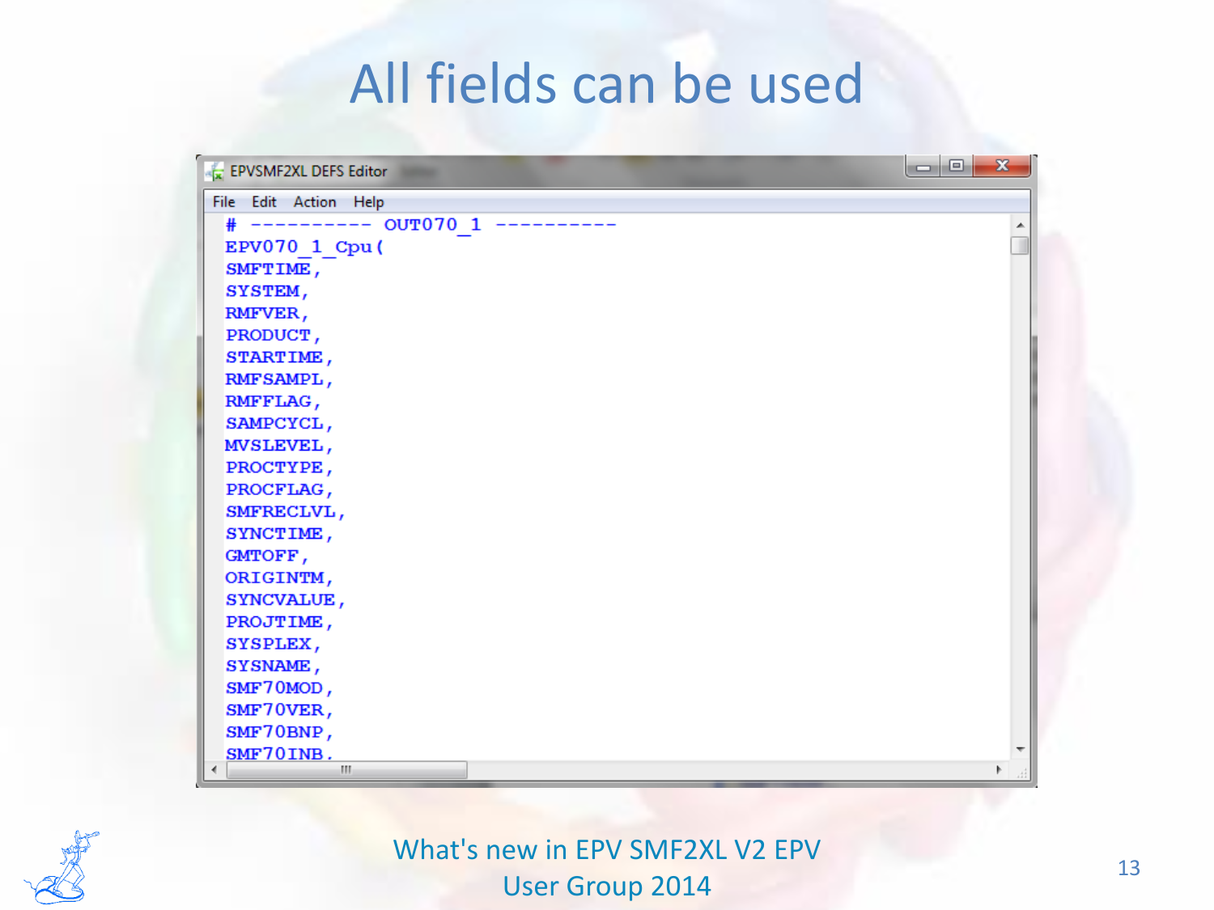# All fields can be used

EPVSMF2XL DEFS Editor

File Edit Action Help

```
# ---------- OUT070_1 ----------
EPV070_1_Cpu(
SMFTIME,
SYSTEM,
RMFVER,
PRODUCT,
STARTIME,
RMFSAMPL,
RMFFLAG,
SAMPCYCL,
MVSLEVEL,
PROCTYPE,
PROCFLAG,
SMFRECLVL,
SYNCTIME,
GMTOFF,
ORIGINTM,
SYNCVALUE,
PROJTIME,
SYSPLEX,
SYSNAME,
SMF70MOD,
SMF70VER,
SMF70BNP,
SMF70INB,
```

What's new in EPV SMF2XL V2 EPV User Group 2014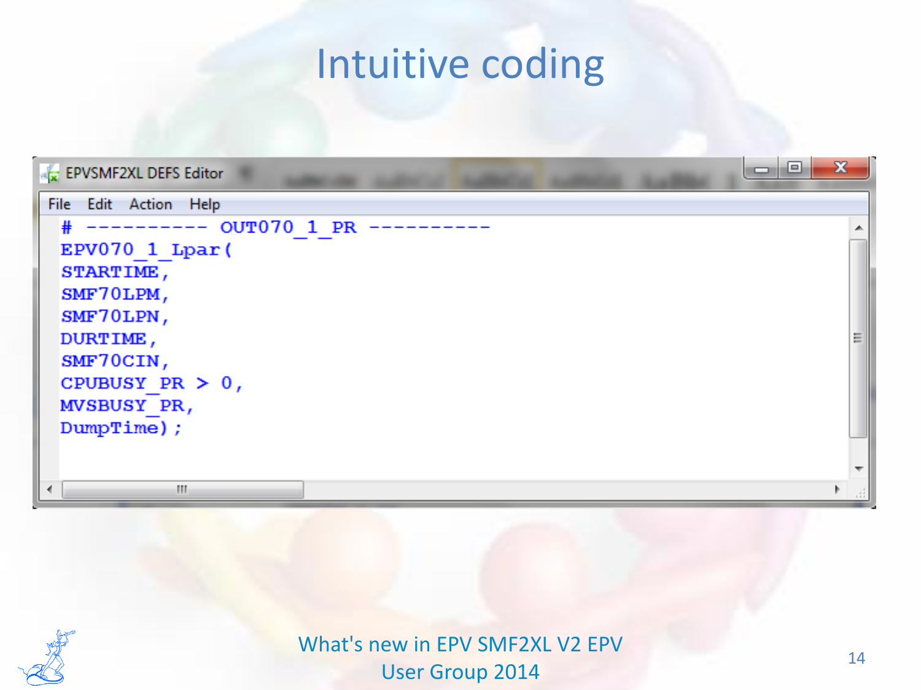# Intuitive coding

EPVSMF2XL DEFS Editor

File Edit Action Help

```
# ---------- OUT070_1_PR ----------
EPV070_1_Lpar(
STARTIME,
SMF70LPM,
SMF70LPN,
DURTIME,
SMF70CIN,
CPUBUSY_PR > 0,
MVSBUSY_PR,
DumpTime);
```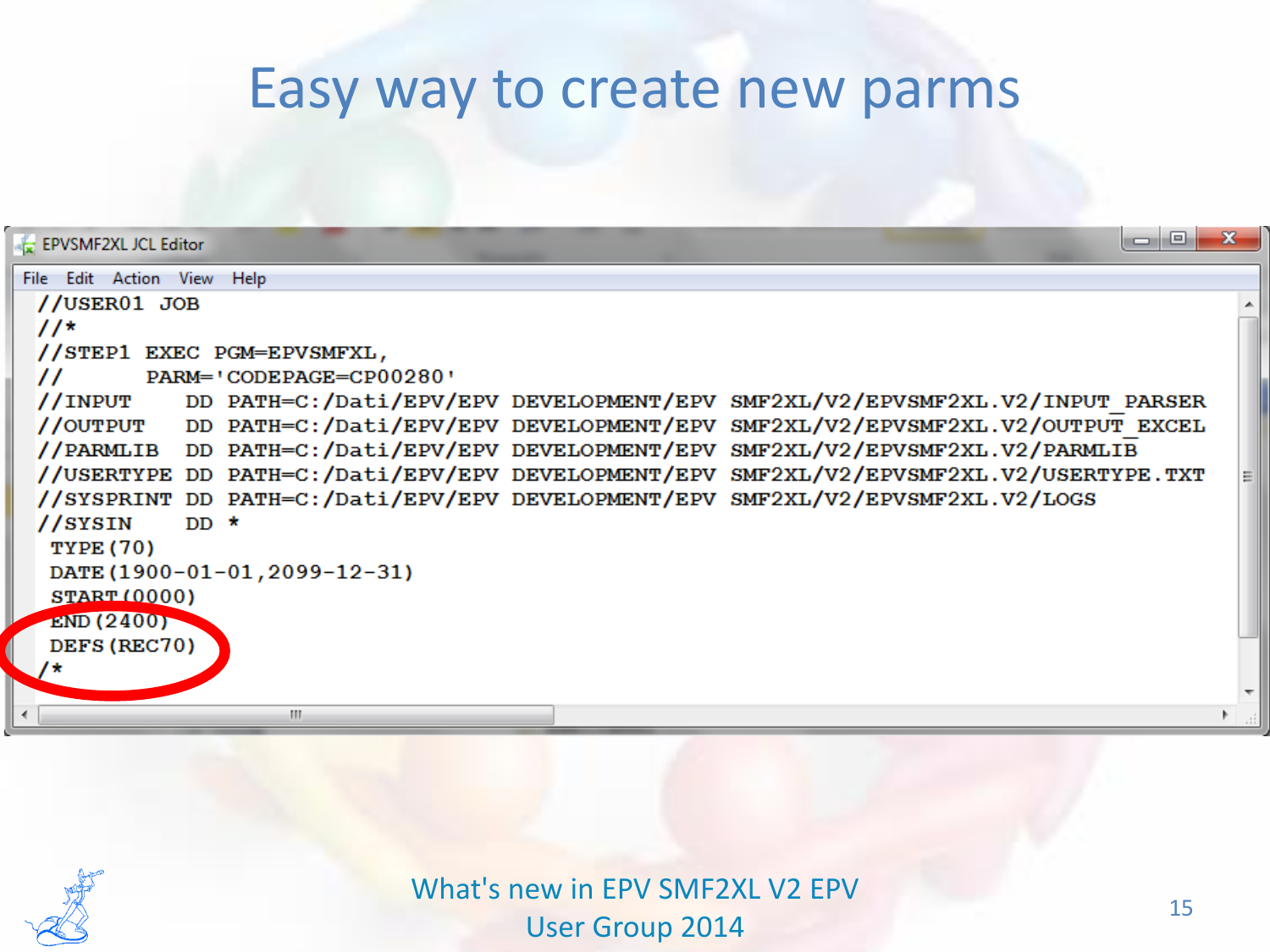# Easy way to create new parms

EPVSMF2XL JCL Editor

File Edit Action View Help

```
//USER01  JOB
//*
//STEP1  EXEC PGM=EPVSMFXL,
//        PARM='CODEPAGE=CP00280'
//INPUT    DD PATH=C:/Dati/EPV/EPV DEVELOPMENT/EPV SMF2XL/V2/EPVSMF2XL.V2/INPUT_PARSER
//OUTPUT   DD PATH=C:/Dati/EPV/EPV DEVELOPMENT/EPV SMF2XL/V2/EPVSMF2XL.V2/OUTPUT_EXCEL
//PARMLIB  DD PATH=C:/Dati/EPV/EPV DEVELOPMENT/EPV SMF2XL/V2/EPVSMF2XL.V2/PARMLIB
//USERTYPE DD PATH=C:/Dati/EPV/EPV DEVELOPMENT/EPV SMF2XL/V2/EPVSMF2XL.V2/USERTYPE.TXT
//SYSPRINT DD PATH=C:/Dati/EPV/EPV DEVELOPMENT/EPV SMF2XL/V2/EPVSMF2XL.V2/LOGS
//SYSIN    DD *
 TYPE(70)
 DATE(1900-01-01,2099-12-31)
 START(0000)
 END(2400)
 DEFS(REC70)
/*
```

What's new in EPV SMF2XL V2 EPV User Group 2014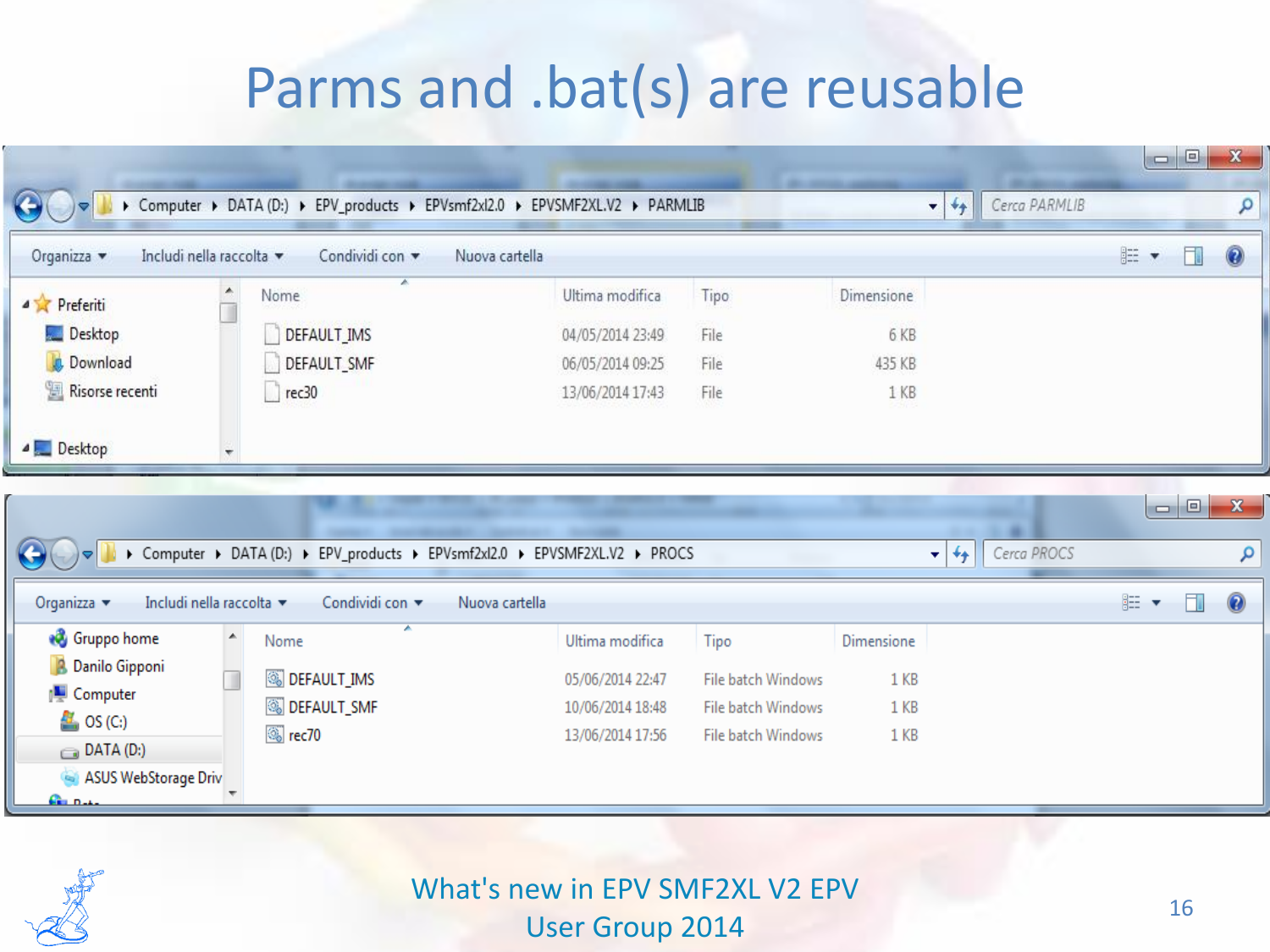# Parms and .bat(s) are reusable

Computer ▸ DATA (D:) ▸ EPV_products ▸ EPVsmf2xl2.0 ▸ EPVSMF2XL.V2 ▸ PARMLIB

| Nome | Ultima modifica | Tipo | Dimensione |
|---|---|---|---|
| DEFAULT_IMS | 04/05/2014 23:49 | File | 6 KB |
| DEFAULT_SMF | 06/05/2014 09:25 | File | 435 KB |
| rec30 | 13/06/2014 17:43 | File | 1 KB |

Computer ▸ DATA (D:) ▸ EPV_products ▸ EPVsmf2xl2.0 ▸ EPVSMF2XL.V2 ▸ PROCS

| Nome | Ultima modifica | Tipo | Dimensione |
|---|---|---|---|
| DEFAULT_IMS | 05/06/2014 22:47 | File batch Windows | 1 KB |
| DEFAULT_SMF | 10/06/2014 18:48 | File batch Windows | 1 KB |
| rec70 | 13/06/2014 17:56 | File batch Windows | 1 KB |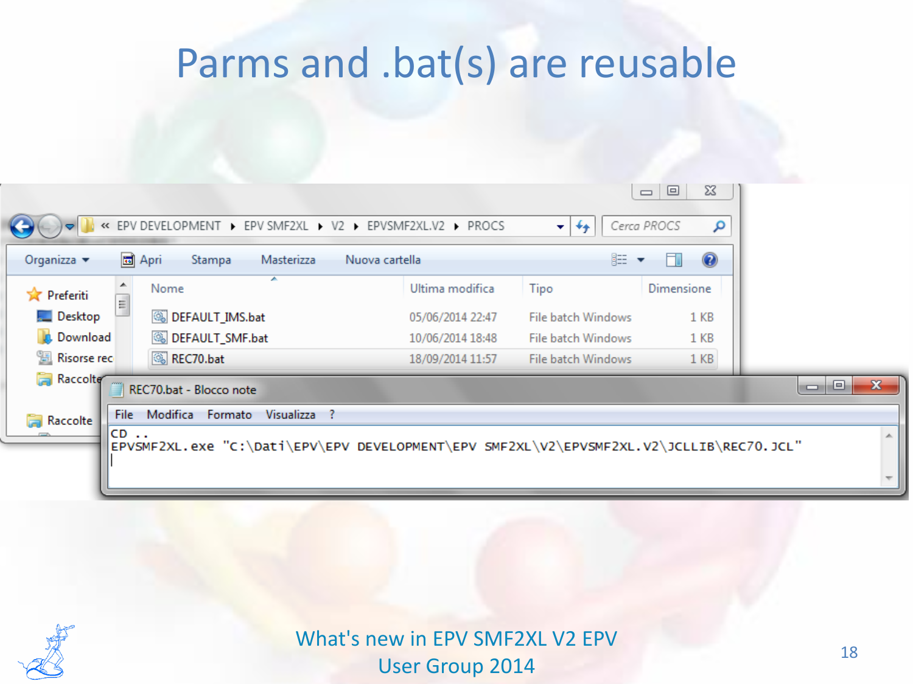# Parms and .bat(s) are reusable

« EPV DEVELOPMENT ▸ EPV SMF2XL ▸ V2 ▸ EPVSMF2XL.V2 ▸ PROCS

| Nome | Ultima modifica | Tipo | Dimensione |
|---|---|---|---|
| DEFAULT_IMS.bat | 05/06/2014 22:47 | File batch Windows | 1 KB |
| DEFAULT_SMF.bat | 10/06/2014 18:48 | File batch Windows | 1 KB |
| REC70.bat | 18/09/2014 11:57 | File batch Windows | 1 KB |

REC70.bat - Blocco note

```
CD ..
EPVSMF2XL.exe "C:\Dati\EPV\EPV DEVELOPMENT\EPV SMF2XL\V2\EPVSMF2XL.V2\JCLLIB\REC70.JCL"
```

What's new in EPV SMF2XL V2 EPV User Group 2014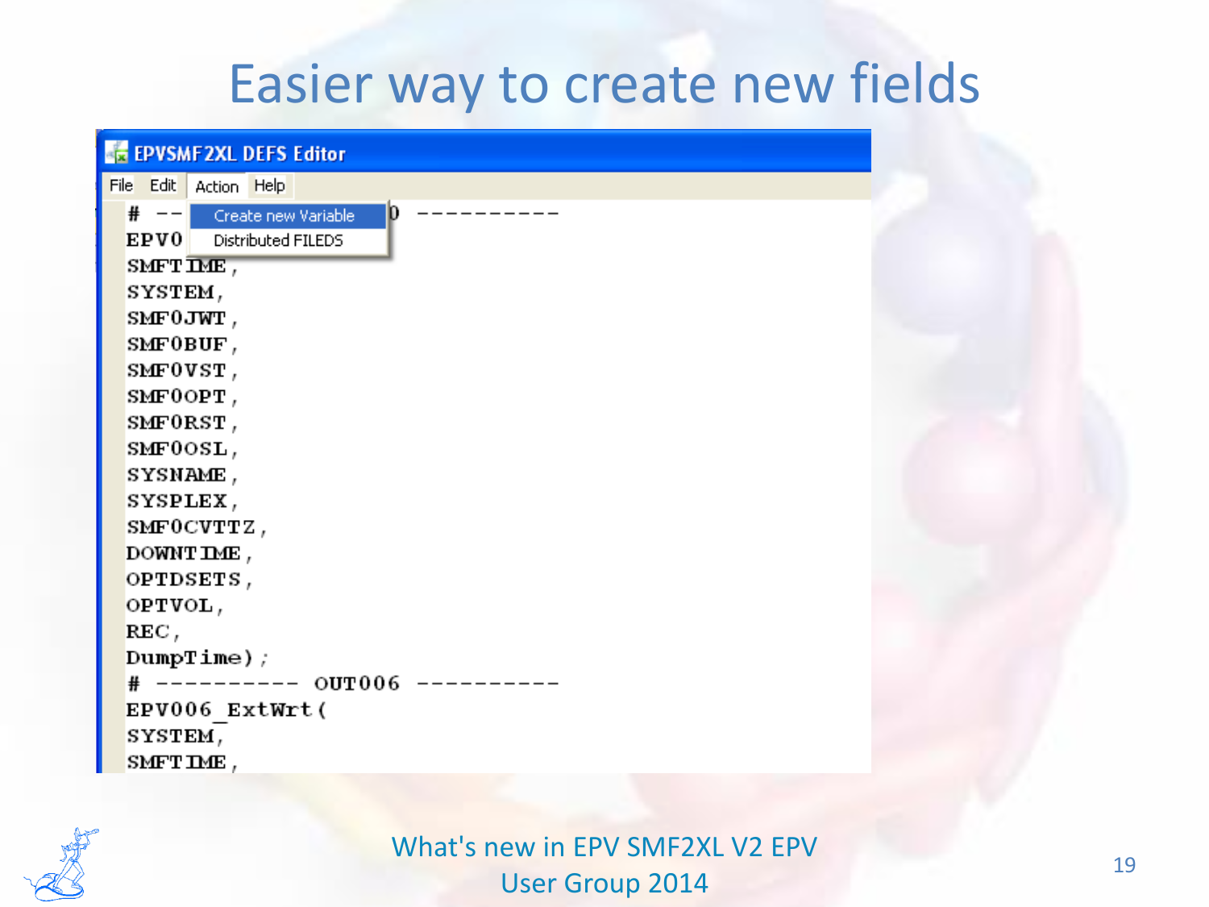# Easier way to create new fields

EPVSMF2XL DEFS Editor

File Edit Action Help

Create new Variable

Distributed FILEDS

```
# --                 0 ----------
EPV0
SMFTIME,
SYSTEM,
SMF0JWT,
SMF0BUF,
SMF0VST,
SMF0OPT,
SMF0RST,
SMF0OSL,
SYSNAME,
SYSPLEX,
SMF0CVTTZ,
DOWNTIME,
OPTDSETS,
OPTVOL,
REC,
DumpTime);
# ---------- OUT006 ----------
EPV006_ExtWrt(
SYSTEM,
SMFTIME,
```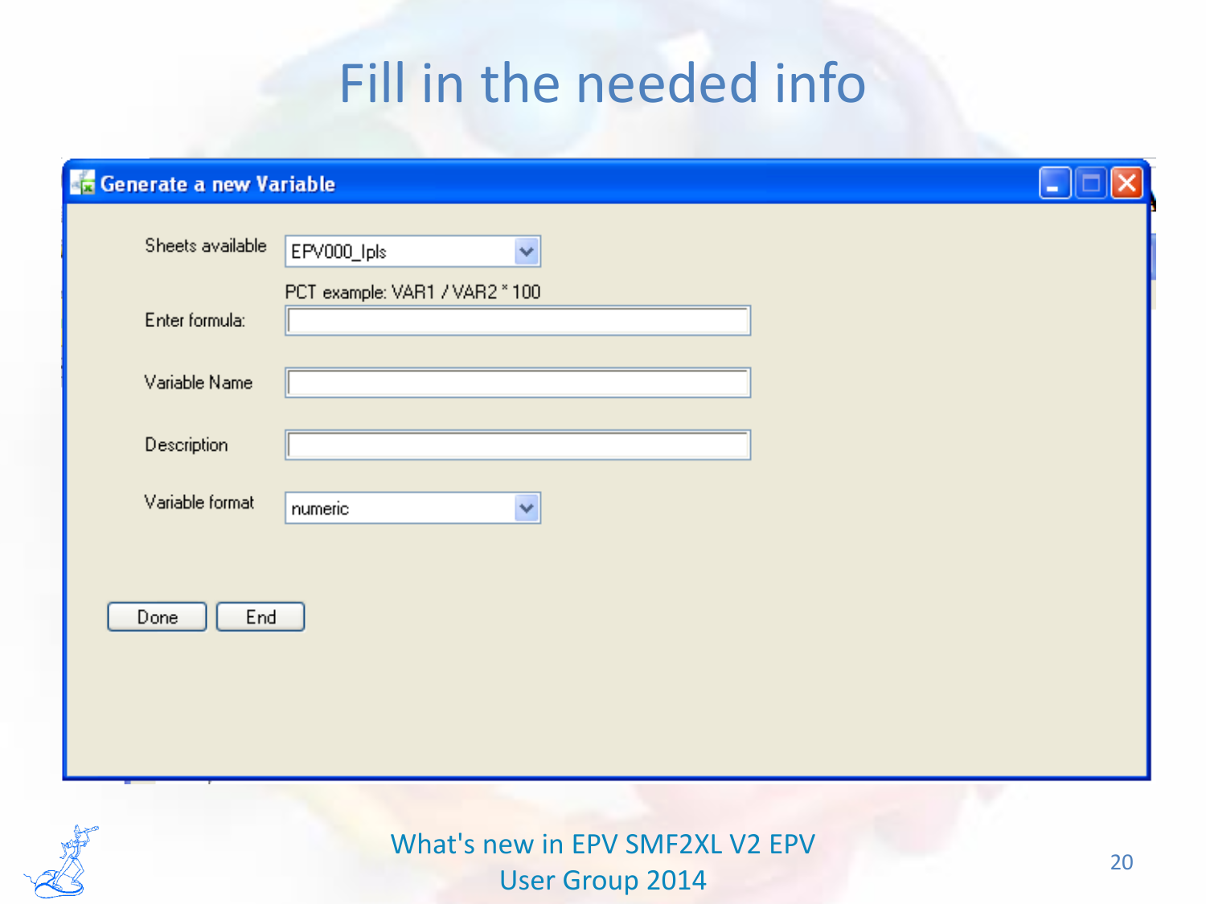# Fill in the needed info

**Generate a new Variable**

Sheets available: EPV000_lpls

PCT example: VAR1 / VAR2 * 100

Enter formula:

Variable Name

Description

Variable format: numeric

Done | End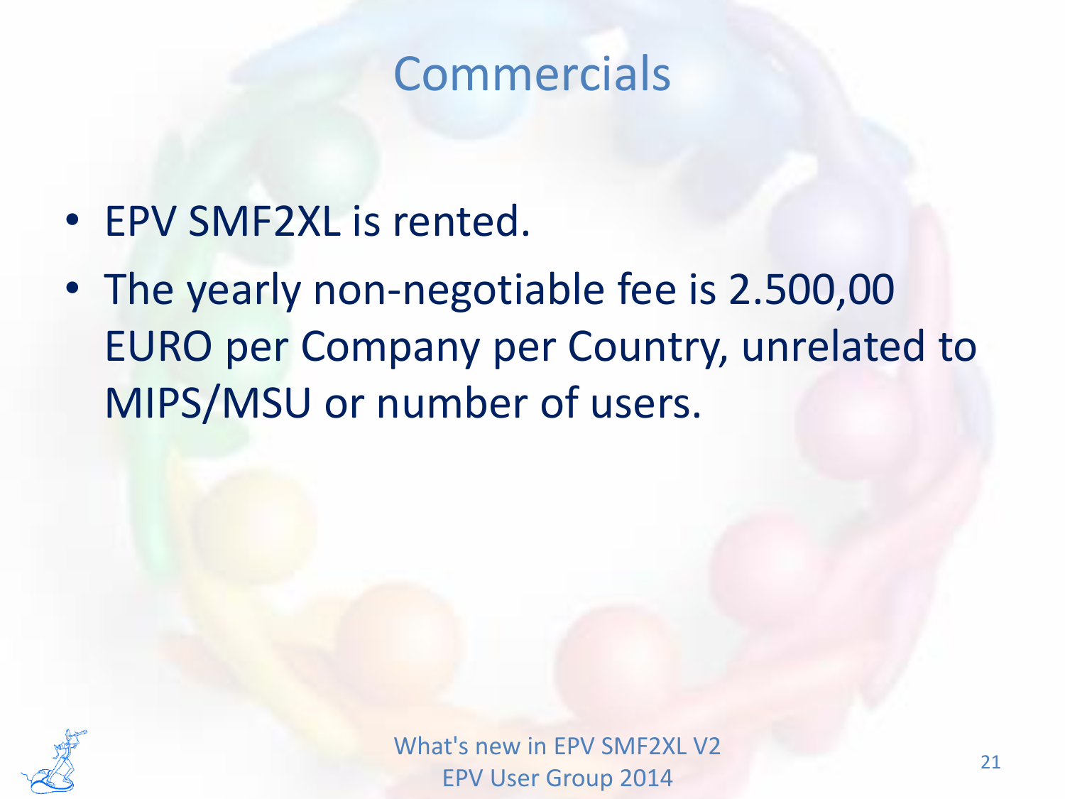# Commercials

- EPV SMF2XL is rented.
- The yearly non-negotiable fee is 2.500,00 EURO per Company per Country, unrelated to MIPS/MSU or number of users.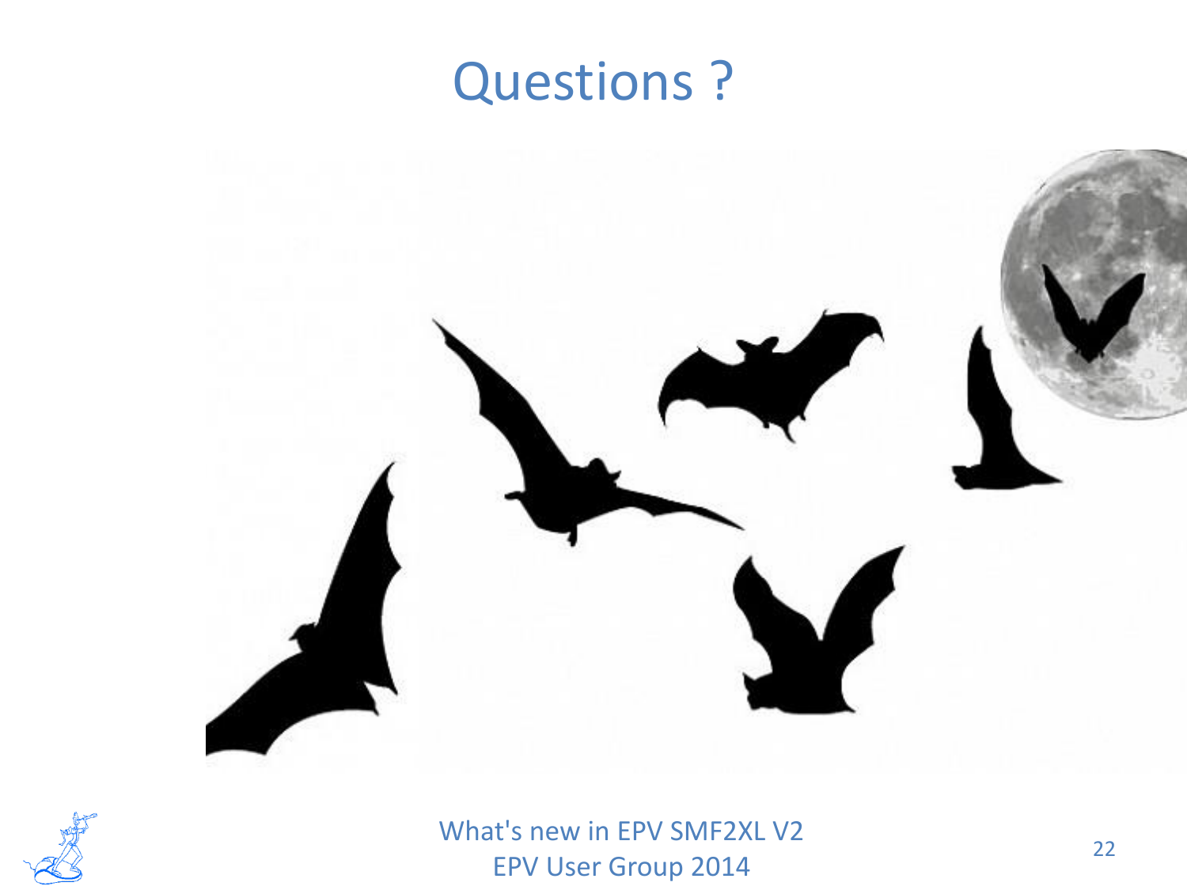# Questions ?